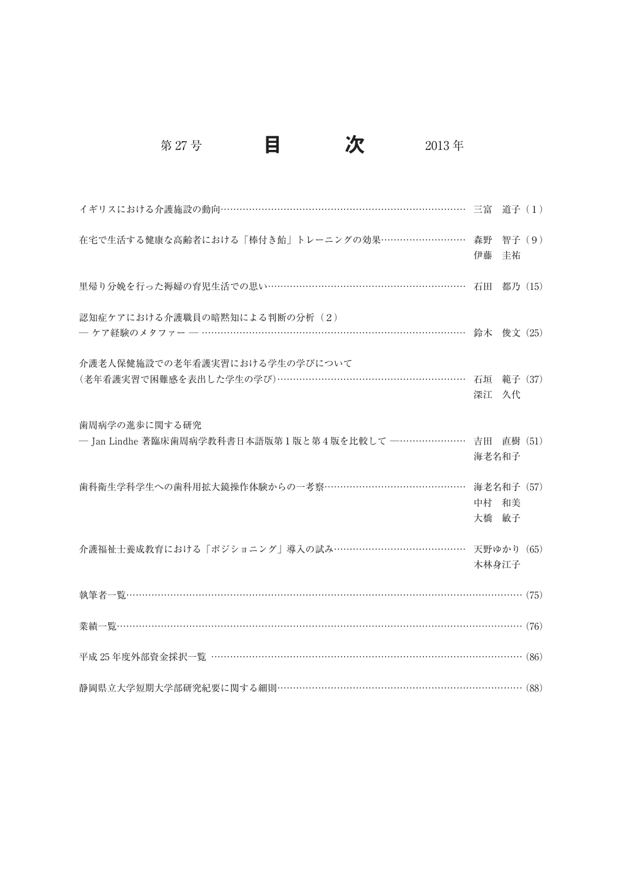# 第 27 号　目　次　2013 年

イギリスにおける介護施設の動向…………………………………………………………………… 三富　道子（1）

在宅で生活する健康な高齢者における「棒付き飴」トレーニングの効果……………………… 森野　智子（9）
伊藤　圭祐

里帰り分娩を行った褥婦の育児生活での思い…………………………………………………… 石田　都乃（15）

認知症ケアにおける介護職員の暗黙知による判断の分析（2）
― ケア経験のメタファー ― ………………………………………………………………………… 鈴木　俊文（25）

介護老人保健施設での老年看護実習における学生の学びについて
（老年看護実習で困難感を表出した学生の学び）………………………………………………… 石垣　範子（37）
深江　久代

歯周病学の進歩に関する研究
― Jan Lindhe 著臨床歯周病学教科書日本語版第 1 版と第 4 版を比較して ―………………… 吉田　直樹（51）
海老名和子

歯科衛生学科学生への歯科用拡大鏡操作体験からの一考察……………………………………… 海老名和子（57）
中村　和美
大橋　敏子

介護福祉士養成教育における「ポジショニング」導入の試み…………………………………… 天野ゆかり（65）
木林身江子

執筆者一覧…………………………………………………………………………………………………（75）

業績一覧……………………………………………………………………………………………………（76）

平成 25 年度外部資金採択一覧 …………………………………………………………………………（86）

静岡県立大学短期大学部研究紀要に関する細則………………………………………………………（88）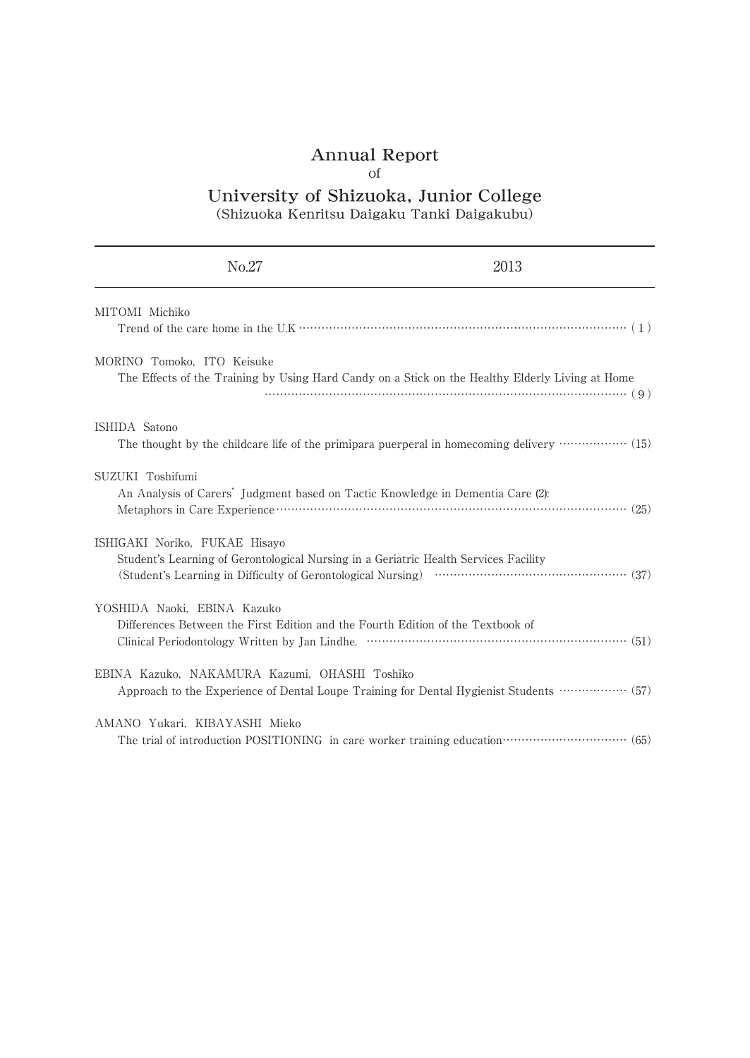# Annual Report

of

# University of Shizuoka, Junior College

(Shizuoka Kenritsu Daigaku Tanki Daigakubu)

| No.27 | 2013 |
|---|---|

MITOMI Michiko
Trend of the care home in the U.K ……………………………………………………………………………… (1)

MORINO Tomoko, ITO Keisuke
The Effects of the Training by Using Hard Candy on a Stick on the Healthy Elderly Living at Home ……………………………………………………………………………………………… (9)

ISHIDA Satono
The thought by the childcare life of the primipara puerperal in homecoming delivery ……………… (15)

SUZUKI Toshifumi
An Analysis of Carers' Judgment based on Tactic Knowledge in Dementia Care (2):
Metaphors in Care Experience…………………………………………………………………………………… (25)

ISHIGAKI Noriko, FUKAE Hisayo
Student's Learning of Gerontological Nursing in a Geriatric Health Services Facility
(Student's Learning in Difficulty of Gerontological Nursing) …………………………………………… (37)

YOSHIDA Naoki, EBINA Kazuko
Differences Between the First Edition and the Fourth Edition of the Textbook of
Clinical Periodontology Written by Jan Lindhe. …………………………………………………………… (51)

EBINA Kazuko, NAKAMURA Kazumi, OHASHI Toshiko
Approach to the Experience of Dental Loupe Training for Dental Hygienist Students ……………… (57)

AMANO Yukari, KIBAYASHI Mieko
The trial of introduction POSITIONING in care worker training education…………………………… (65)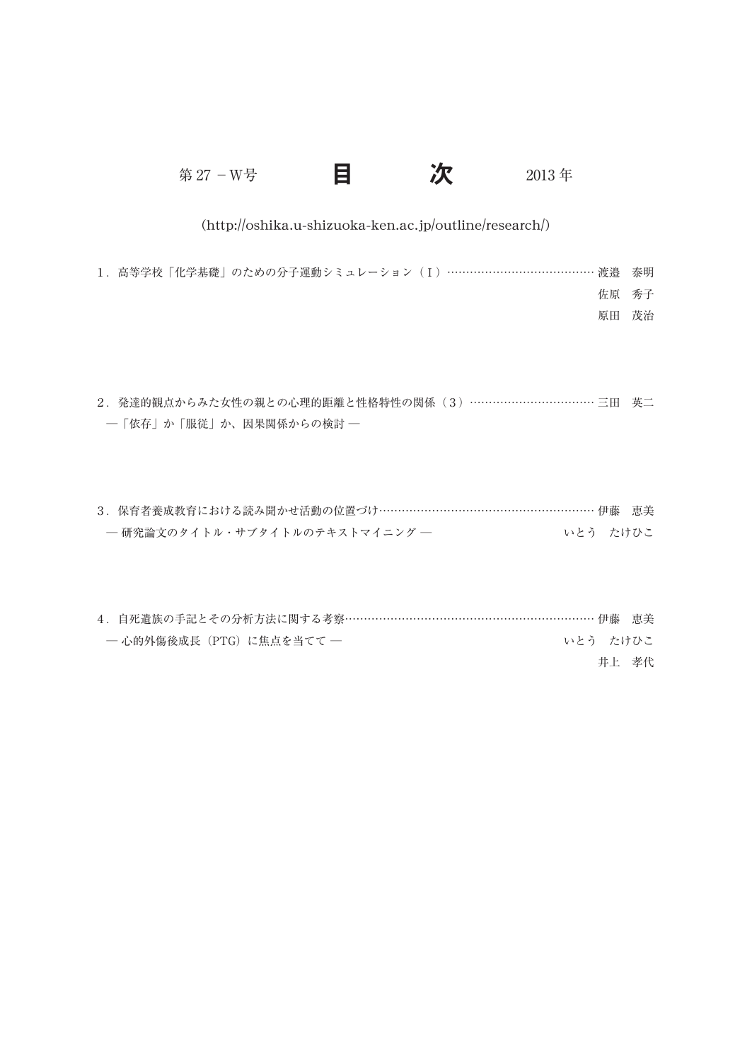第 27 − W号　　　**目　　　次**　　　2013 年

(http://oshika.u-shizuoka-ken.ac.jp/outline/research/)

1．高等学校「化学基礎」のための分子運動シミュレーション（Ⅰ）…………………………………… 渡邉　泰明
佐原　秀子
原田　茂治

2．発達的観点からみた女性の親との心理的距離と性格特性の関係（3）…………………………… 三田　英二
—「依存」か「服従」か、因果関係からの検討 —

3．保育者養成教育における読み聞かせ活動の位置づけ………………………………………………… 伊藤　恵美
— 研究論文のタイトル・サブタイトルのテキストマイニング —　いとう　たけひこ

4．自死遺族の手記とその分析方法に関する考察…………………………………………………………… 伊藤　恵美
— 心的外傷後成長（PTG）に焦点を当てて —　いとう　たけひこ
井上　孝代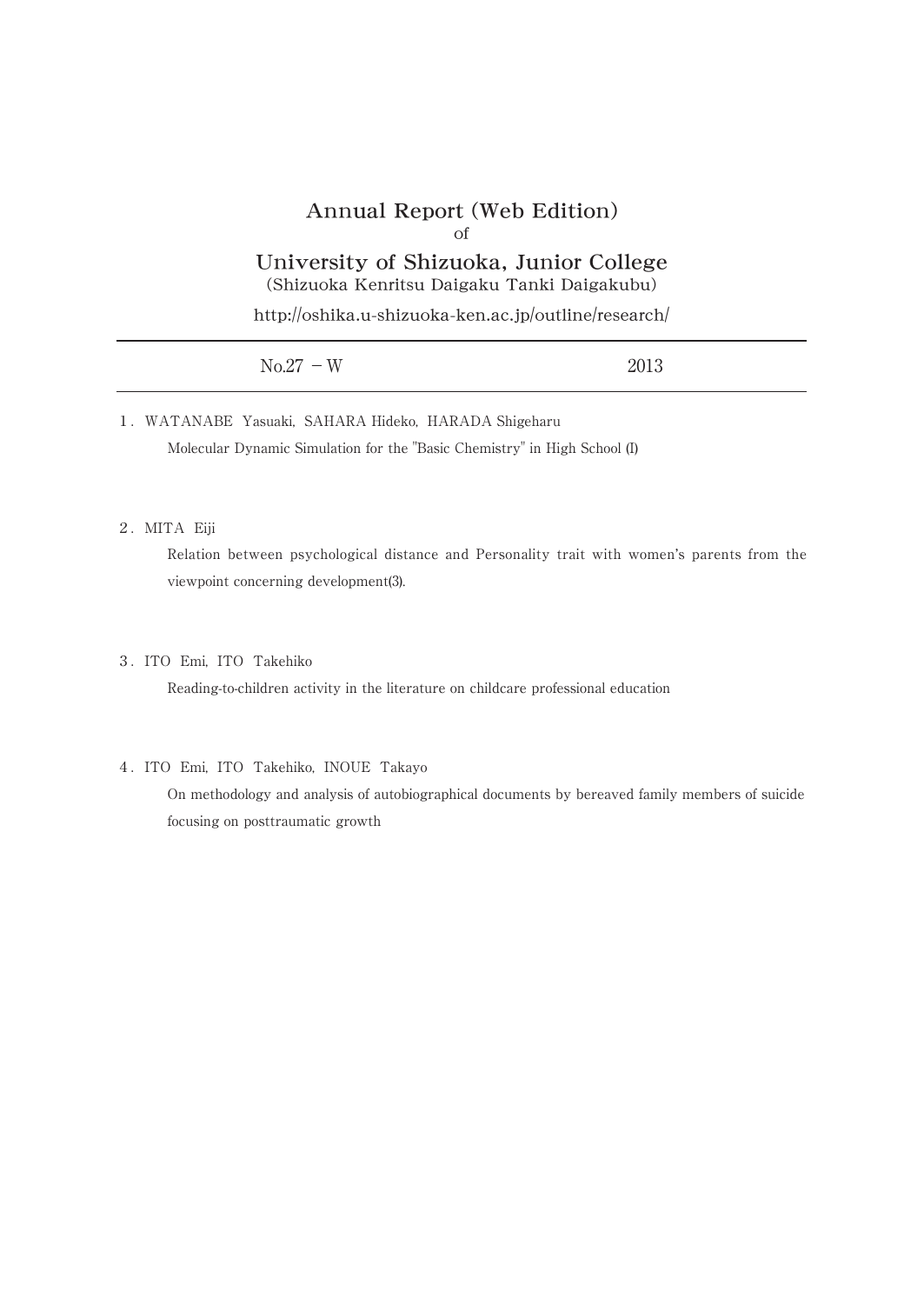# Annual Report (Web Edition)

of

# University of Shizuoka, Junior College

(Shizuoka Kenritsu Daigaku Tanki Daigakubu)

http://oshika.u-shizuoka-ken.ac.jp/outline/research/

| No.27 − W | 2013 |
|---|---|

1. WATANABE Yasuaki, SAHARA Hideko, HARADA Shigeharu

   Molecular Dynamic Simulation for the "Basic Chemistry" in High School (I)

2. MITA Eiji

   Relation between psychological distance and Personality trait with women's parents from the viewpoint concerning development(3).

3. ITO Emi, ITO Takehiko

   Reading-to-children activity in the literature on childcare professional education

4. ITO Emi, ITO Takehiko, INOUE Takayo

   On methodology and analysis of autobiographical documents by bereaved family members of suicide focusing on posttraumatic growth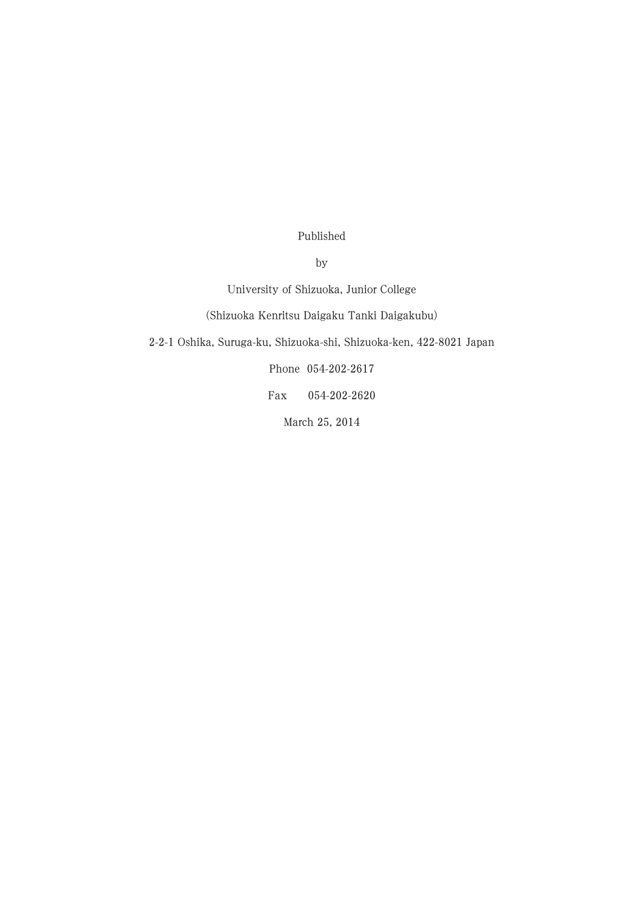Published

by

University of Shizuoka, Junior College

(Shizuoka Kenritsu Daigaku Tanki Daigakubu)

2-2-1 Oshika, Suruga-ku, Shizuoka-shi, Shizuoka-ken, 422-8021 Japan

Phone　054-202-2617

Fax　　054-202-2620

March 25, 2014